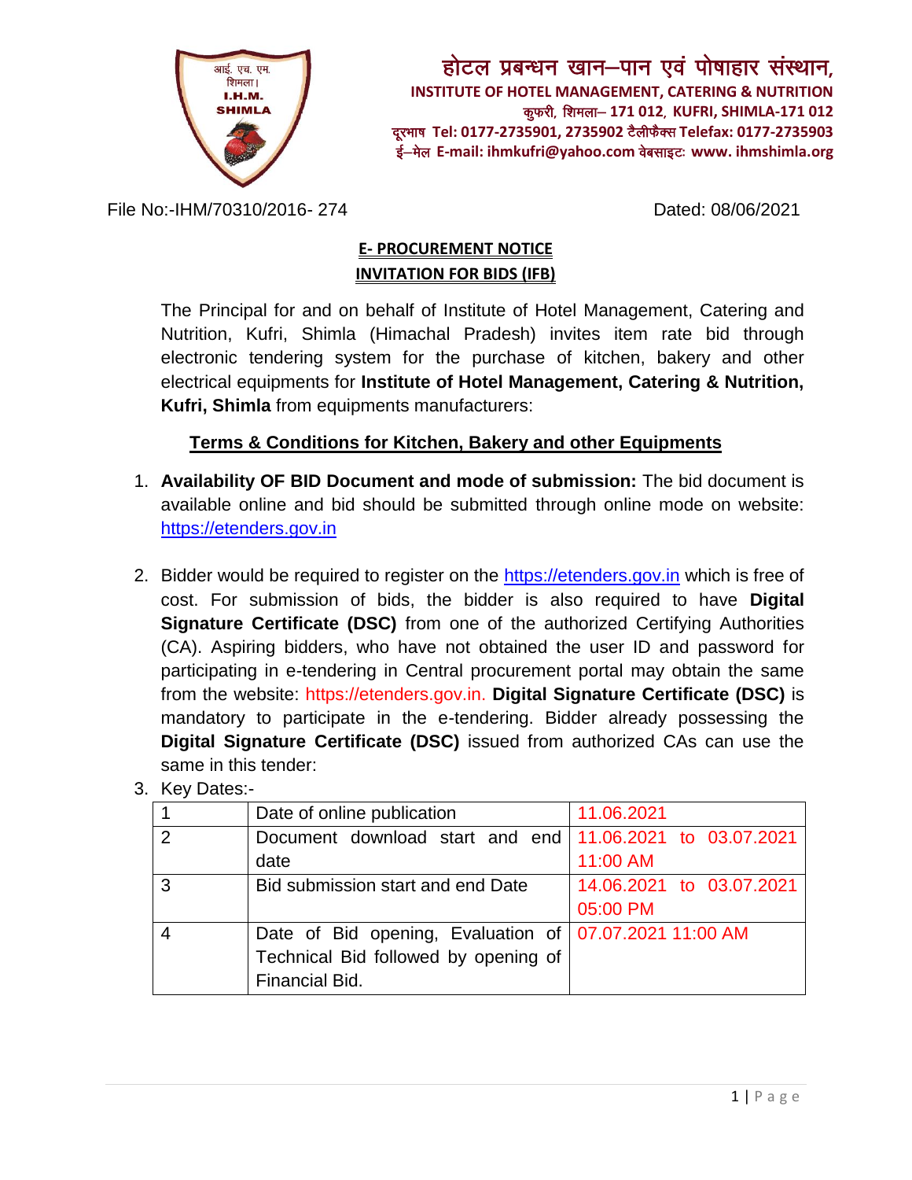होटल प्रबन्धन खान–पान एवं पोषाहार संस्थान,
**INSTITUTE OF HOTEL MANAGEMENT, CATERING & NUTRITION**
कुफरी, शिमला– 171 012, KUFRI, SHIMLA-171 012
दूरभाष Tel: 0177-2735901, 2735902 टैलीफैक्स Telefax: 0177-2735903
ई–मेल E-mail: ihmkufri@yahoo.com वेबसाइटः www. ihmshimla.org

File No:-IHM/70310/2016- 274 Dated: 08/06/2021

## E- PROCUREMENT NOTICE
## INVITATION FOR BIDS (IFB)

The Principal for and on behalf of Institute of Hotel Management, Catering and Nutrition, Kufri, Shimla (Himachal Pradesh) invites item rate bid through electronic tendering system for the purchase of kitchen, bakery and other electrical equipments for **Institute of Hotel Management, Catering & Nutrition, Kufri, Shimla** from equipments manufacturers:

### Terms & Conditions for Kitchen, Bakery and other Equipments

1. **Availability OF BID Document and mode of submission:** The bid document is available online and bid should be submitted through online mode on website: https://etenders.gov.in

2. Bidder would be required to register on the https://etenders.gov.in which is free of cost. For submission of bids, the bidder is also required to have **Digital Signature Certificate (DSC)** from one of the authorized Certifying Authorities (CA). Aspiring bidders, who have not obtained the user ID and password for participating in e-tendering in Central procurement portal may obtain the same from the website: https://etenders.gov.in. **Digital Signature Certificate (DSC)** is mandatory to participate in the e-tendering. Bidder already possessing the **Digital Signature Certificate (DSC)** issued from authorized CAs can use the same in this tender:

3. Key Dates:-

| 1 | Date of online publication | 11.06.2021 |
|---|---|---|
| 2 | Document download start and end date | 11.06.2021 to 03.07.2021 11:00 AM |
| 3 | Bid submission start and end Date | 14.06.2021 to 03.07.2021 05:00 PM |
| 4 | Date of Bid opening, Evaluation of Technical Bid followed by opening of Financial Bid. | 07.07.2021 11:00 AM |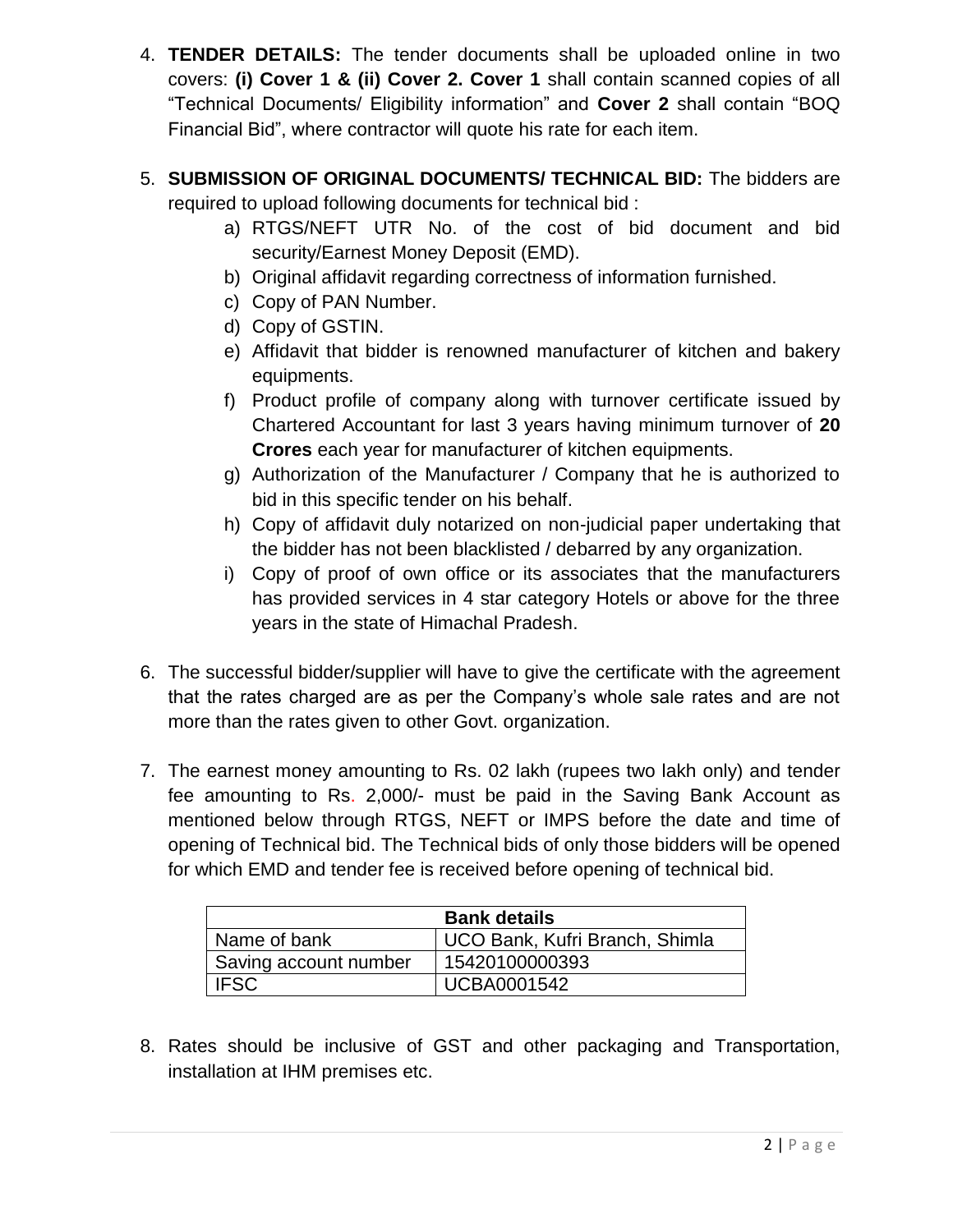4. **TENDER DETAILS:** The tender documents shall be uploaded online in two covers: **(i) Cover 1 & (ii) Cover 2. Cover 1** shall contain scanned copies of all "Technical Documents/ Eligibility information" and **Cover 2** shall contain "BOQ Financial Bid", where contractor will quote his rate for each item.

5. **SUBMISSION OF ORIGINAL DOCUMENTS/ TECHNICAL BID:** The bidders are required to upload following documents for technical bid :
   a) RTGS/NEFT UTR No. of the cost of bid document and bid security/Earnest Money Deposit (EMD).
   b) Original affidavit regarding correctness of information furnished.
   c) Copy of PAN Number.
   d) Copy of GSTIN.
   e) Affidavit that bidder is renowned manufacturer of kitchen and bakery equipments.
   f) Product profile of company along with turnover certificate issued by Chartered Accountant for last 3 years having minimum turnover of **20 Crores** each year for manufacturer of kitchen equipments.
   g) Authorization of the Manufacturer / Company that he is authorized to bid in this specific tender on his behalf.
   h) Copy of affidavit duly notarized on non-judicial paper undertaking that the bidder has not been blacklisted / debarred by any organization.
   i) Copy of proof of own office or its associates that the manufacturers has provided services in 4 star category Hotels or above for the three years in the state of Himachal Pradesh.

6. The successful bidder/supplier will have to give the certificate with the agreement that the rates charged are as per the Company's whole sale rates and are not more than the rates given to other Govt. organization.

7. The earnest money amounting to Rs. 02 lakh (rupees two lakh only) and tender fee amounting to Rs. 2,000/- must be paid in the Saving Bank Account as mentioned below through RTGS, NEFT or IMPS before the date and time of opening of Technical bid. The Technical bids of only those bidders will be opened for which EMD and tender fee is received before opening of technical bid.

| **Bank details** | |
|---|---|
| Name of bank | UCO Bank, Kufri Branch, Shimla |
| Saving account number | 15420100000393 |
| IFSC | UCBA0001542 |

8. Rates should be inclusive of GST and other packaging and Transportation, installation at IHM premises etc.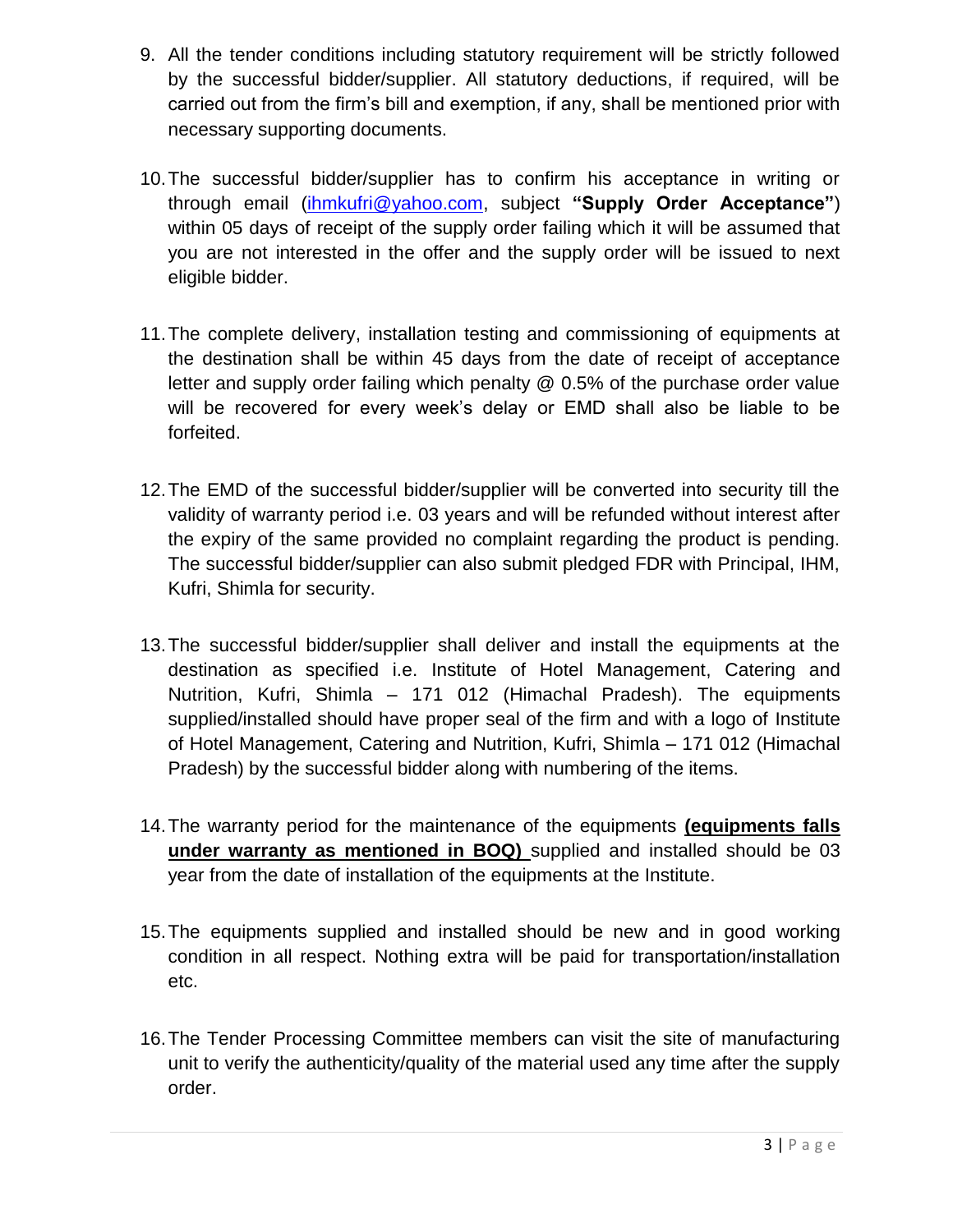9. All the tender conditions including statutory requirement will be strictly followed by the successful bidder/supplier. All statutory deductions, if required, will be carried out from the firm's bill and exemption, if any, shall be mentioned prior with necessary supporting documents.

10. The successful bidder/supplier has to confirm his acceptance in writing or through email (ihmkufri@yahoo.com, subject **"Supply Order Acceptance"**) within 05 days of receipt of the supply order failing which it will be assumed that you are not interested in the offer and the supply order will be issued to next eligible bidder.

11. The complete delivery, installation testing and commissioning of equipments at the destination shall be within 45 days from the date of receipt of acceptance letter and supply order failing which penalty @ 0.5% of the purchase order value will be recovered for every week's delay or EMD shall also be liable to be forfeited.

12. The EMD of the successful bidder/supplier will be converted into security till the validity of warranty period i.e. 03 years and will be refunded without interest after the expiry of the same provided no complaint regarding the product is pending. The successful bidder/supplier can also submit pledged FDR with Principal, IHM, Kufri, Shimla for security.

13. The successful bidder/supplier shall deliver and install the equipments at the destination as specified i.e. Institute of Hotel Management, Catering and Nutrition, Kufri, Shimla – 171 012 (Himachal Pradesh). The equipments supplied/installed should have proper seal of the firm and with a logo of Institute of Hotel Management, Catering and Nutrition, Kufri, Shimla – 171 012 (Himachal Pradesh) by the successful bidder along with numbering of the items.

14. The warranty period for the maintenance of the equipments **(equipments falls under warranty as mentioned in BOQ)** supplied and installed should be 03 year from the date of installation of the equipments at the Institute.

15. The equipments supplied and installed should be new and in good working condition in all respect. Nothing extra will be paid for transportation/installation etc.

16. The Tender Processing Committee members can visit the site of manufacturing unit to verify the authenticity/quality of the material used any time after the supply order.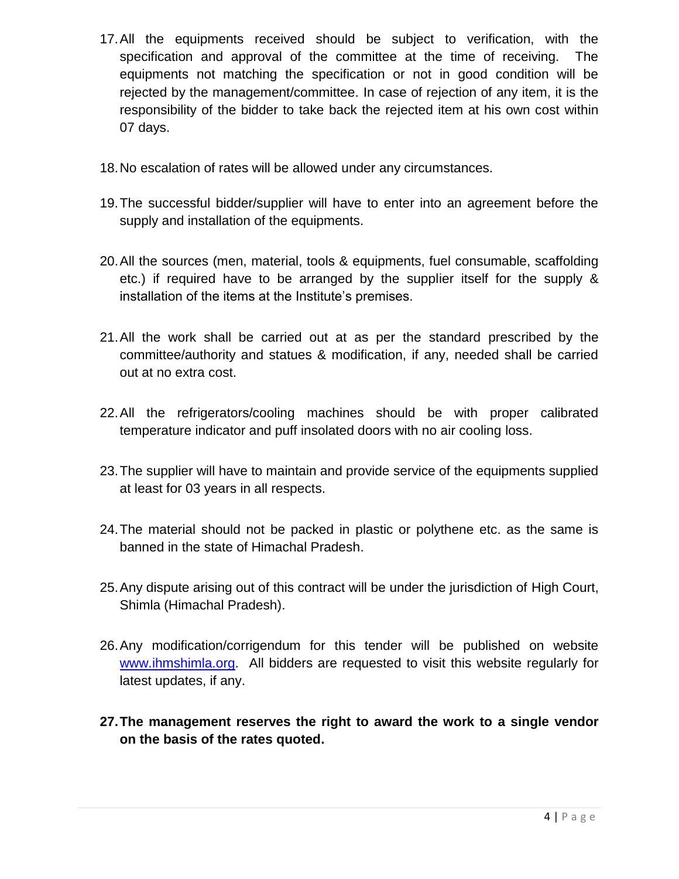17. All the equipments received should be subject to verification, with the specification and approval of the committee at the time of receiving. The equipments not matching the specification or not in good condition will be rejected by the management/committee. In case of rejection of any item, it is the responsibility of the bidder to take back the rejected item at his own cost within 07 days.

18. No escalation of rates will be allowed under any circumstances.

19. The successful bidder/supplier will have to enter into an agreement before the supply and installation of the equipments.

20. All the sources (men, material, tools & equipments, fuel consumable, scaffolding etc.) if required have to be arranged by the supplier itself for the supply & installation of the items at the Institute's premises.

21. All the work shall be carried out at as per the standard prescribed by the committee/authority and statues & modification, if any, needed shall be carried out at no extra cost.

22. All the refrigerators/cooling machines should be with proper calibrated temperature indicator and puff insolated doors with no air cooling loss.

23. The supplier will have to maintain and provide service of the equipments supplied at least for 03 years in all respects.

24. The material should not be packed in plastic or polythene etc. as the same is banned in the state of Himachal Pradesh.

25. Any dispute arising out of this contract will be under the jurisdiction of High Court, Shimla (Himachal Pradesh).

26. Any modification/corrigendum for this tender will be published on website [www.ihmshimla.org](http://www.ihmshimla.org). All bidders are requested to visit this website regularly for latest updates, if any.

27. **The management reserves the right to award the work to a single vendor on the basis of the rates quoted.**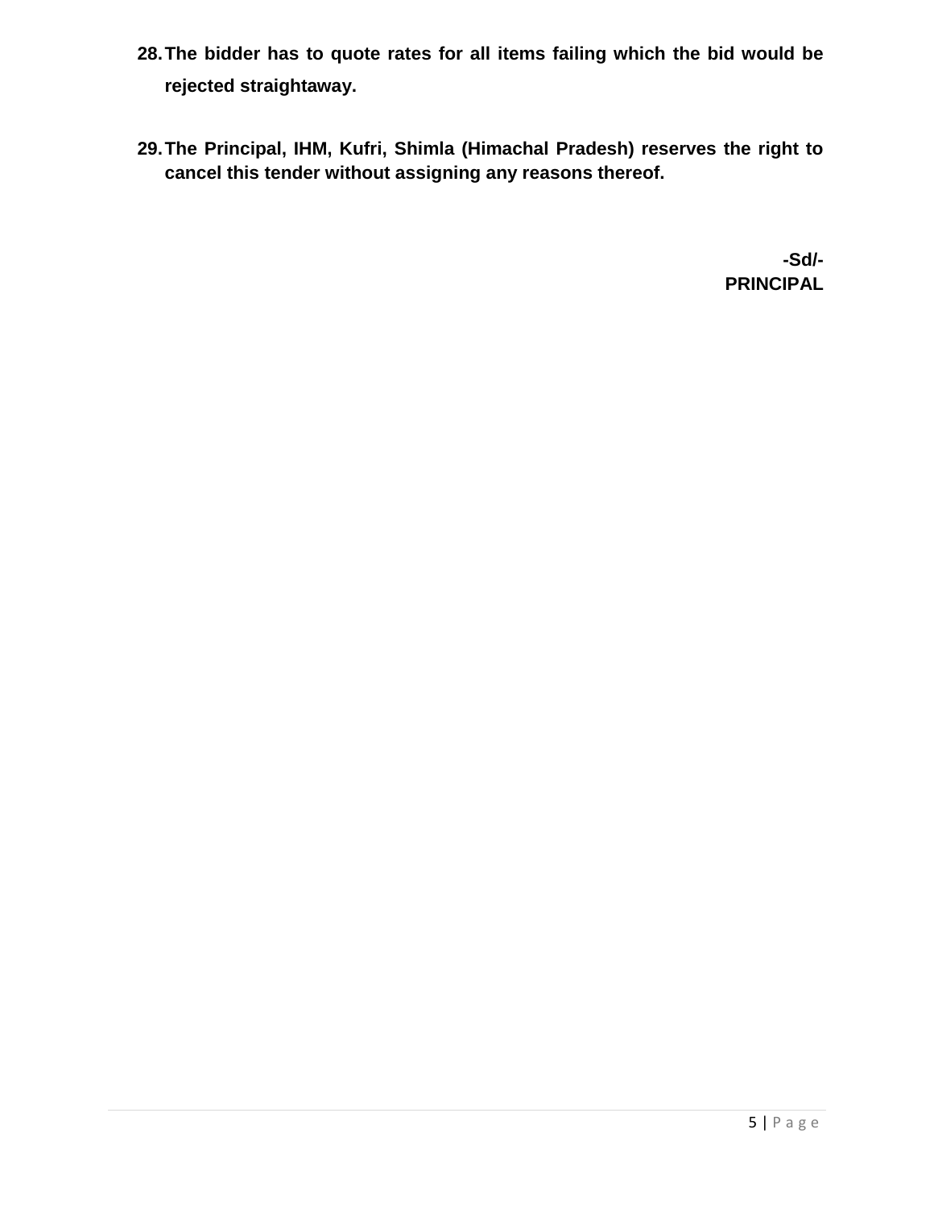28. **The bidder has to quote rates for all items failing which the bid would be rejected straightaway.**

29. **The Principal, IHM, Kufri, Shimla (Himachal Pradesh) reserves the right to cancel this tender without assigning any reasons thereof.**

**-Sd/-**
**PRINCIPAL**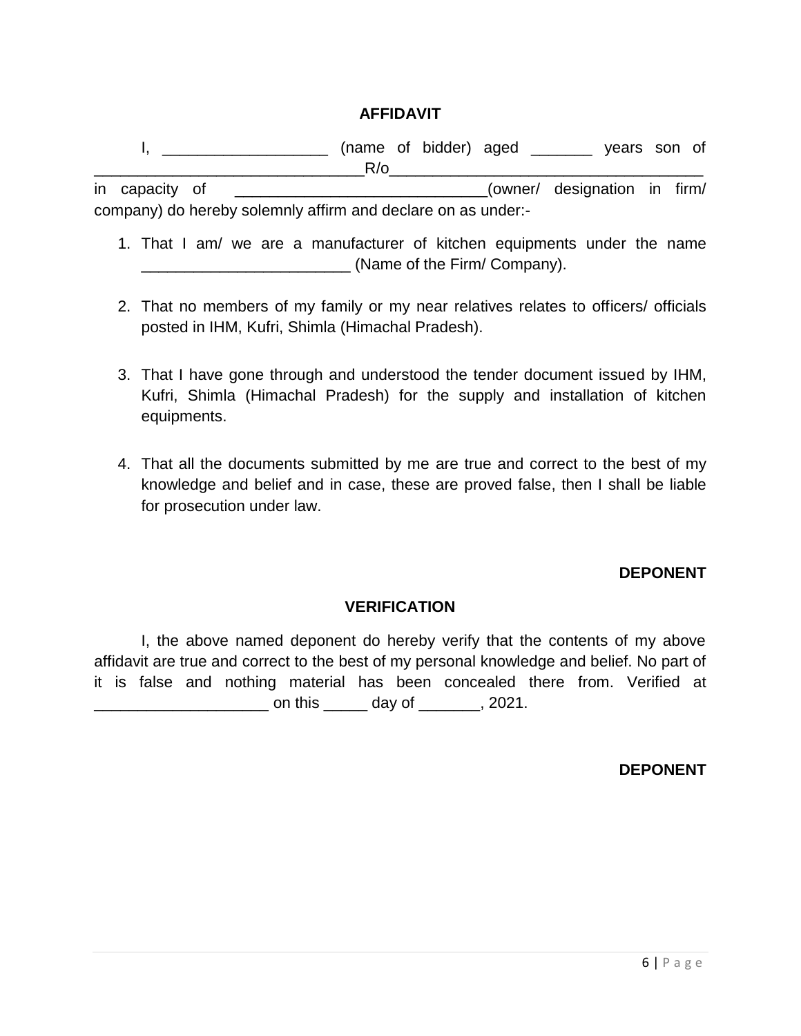## AFFIDAVIT

I, ___________________ (name of bidder) aged _______ years son of _______________________________R/o___________________________________ in capacity of _____________________________(owner/ designation in firm/ company) do hereby solemnly affirm and declare on as under:-

1. That I am/ we are a manufacturer of kitchen equipments under the name ________________________ (Name of the Firm/ Company).

2. That no members of my family or my near relatives relates to officers/ officials posted in IHM, Kufri, Shimla (Himachal Pradesh).

3. That I have gone through and understood the tender document issued by IHM, Kufri, Shimla (Himachal Pradesh) for the supply and installation of kitchen equipments.

4. That all the documents submitted by me are true and correct to the best of my knowledge and belief and in case, these are proved false, then I shall be liable for prosecution under law.

**DEPONENT**

## VERIFICATION

I, the above named deponent do hereby verify that the contents of my above affidavit are true and correct to the best of my personal knowledge and belief. No part of it is false and nothing material has been concealed there from. Verified at ____________________ on this _____ day of _______, 2021.

**DEPONENT**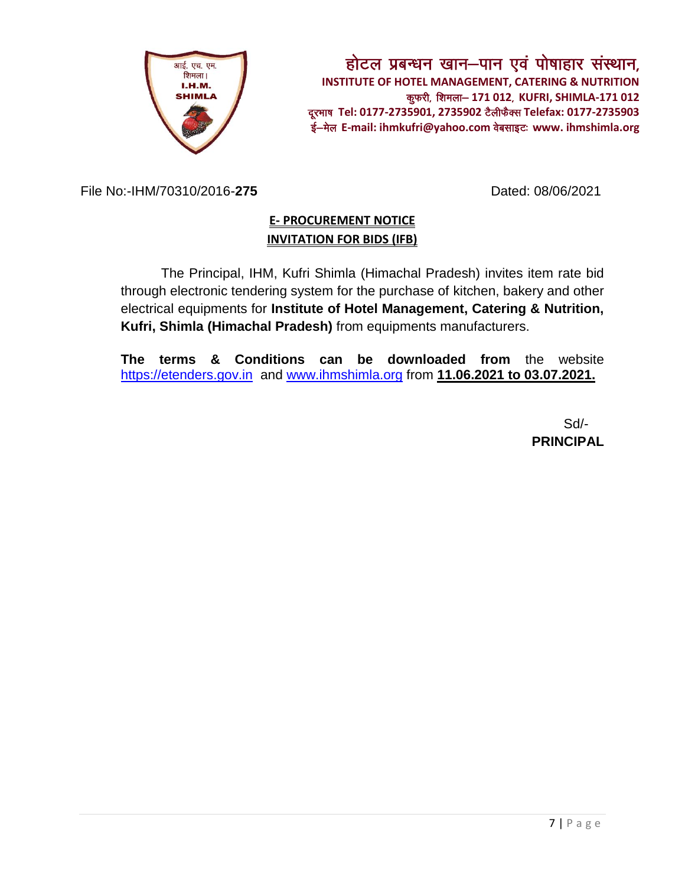होटल प्रबन्धन खान–पान एवं पोषाहार संस्थान,
**INSTITUTE OF HOTEL MANAGEMENT, CATERING & NUTRITION**
**कुफरी, शिमला– 171 012, KUFRI, SHIMLA-171 012**
**दूरभाष Tel: 0177-2735901, 2735902 टैलीफैक्स Telefax: 0177-2735903**
**ई–मेल E-mail: ihmkufri@yahoo.com वेबसाइटः www. ihmshimla.org**

File No:-IHM/70310/2016-**275** Dated: 08/06/2021

## E- PROCUREMENT NOTICE
## INVITATION FOR BIDS (IFB)

The Principal, IHM, Kufri Shimla (Himachal Pradesh) invites item rate bid through electronic tendering system for the purchase of kitchen, bakery and other electrical equipments for **Institute of Hotel Management, Catering & Nutrition, Kufri, Shimla (Himachal Pradesh)** from equipments manufacturers.

**The terms & Conditions can be downloaded from** the website https://etenders.gov.in and www.ihmshimla.org from **11.06.2021 to 03.07.2021.**

Sd/-
**PRINCIPAL**